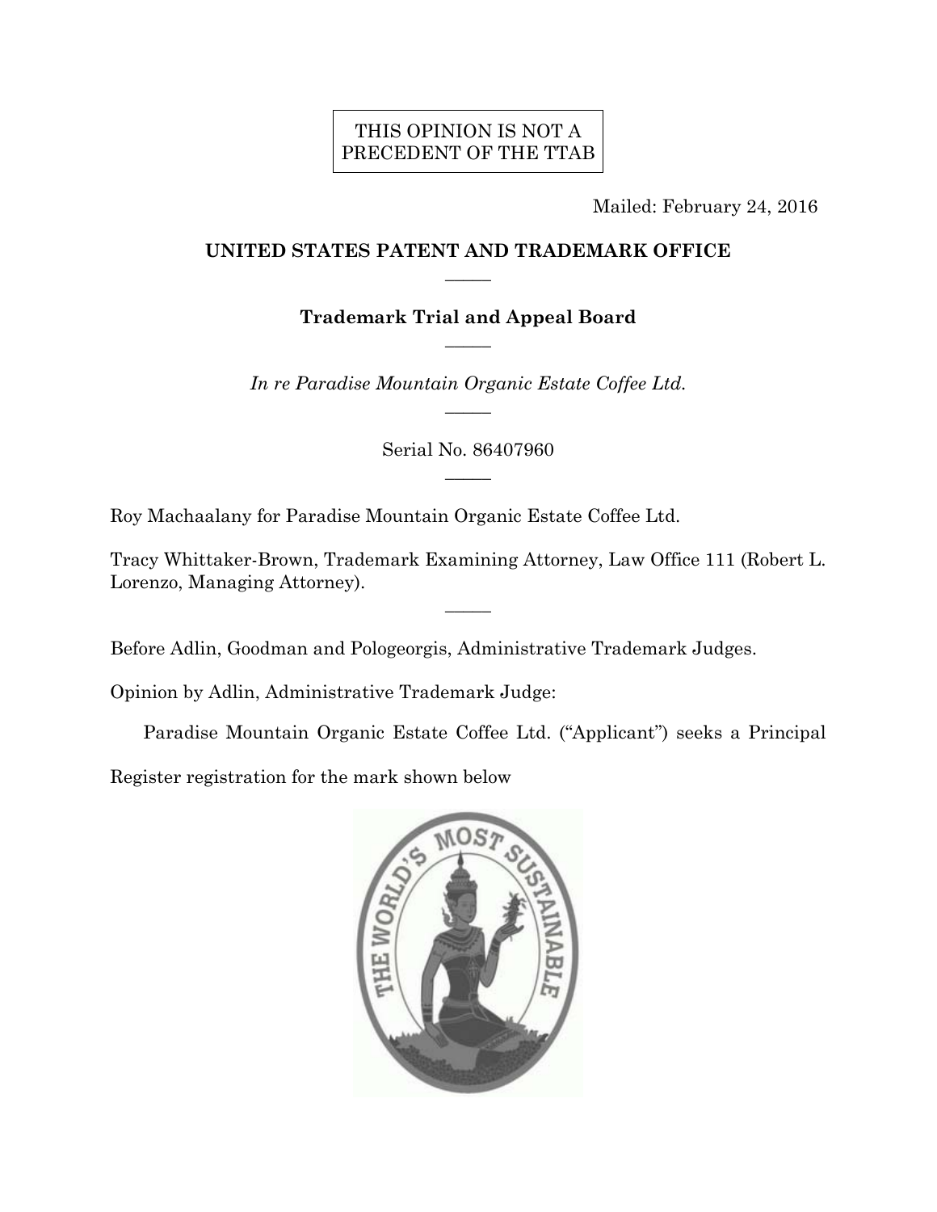THIS OPINION IS NOT A PRECEDENT OF THE TTAB

Mailed: February 24, 2016

**UNITED STATES PATENT AND TRADEMARK OFFICE**

**Trademark Trial and Appeal Board**

*In re Paradise Mountain Organic Estate Coffee Ltd.*

Serial No. 86407960

Roy Machaalany for Paradise Mountain Organic Estate Coffee Ltd.

Tracy Whittaker-Brown, Trademark Examining Attorney, Law Office 111 (Robert L. Lorenzo, Managing Attorney).

Before Adlin, Goodman and Pologeorgis, Administrative Trademark Judges.

Opinion by Adlin, Administrative Trademark Judge:

Paradise Mountain Organic Estate Coffee Ltd. ("Applicant") seeks a Principal Register registration for the mark shown below

THE WORLD'S MOST SUSTAINABLE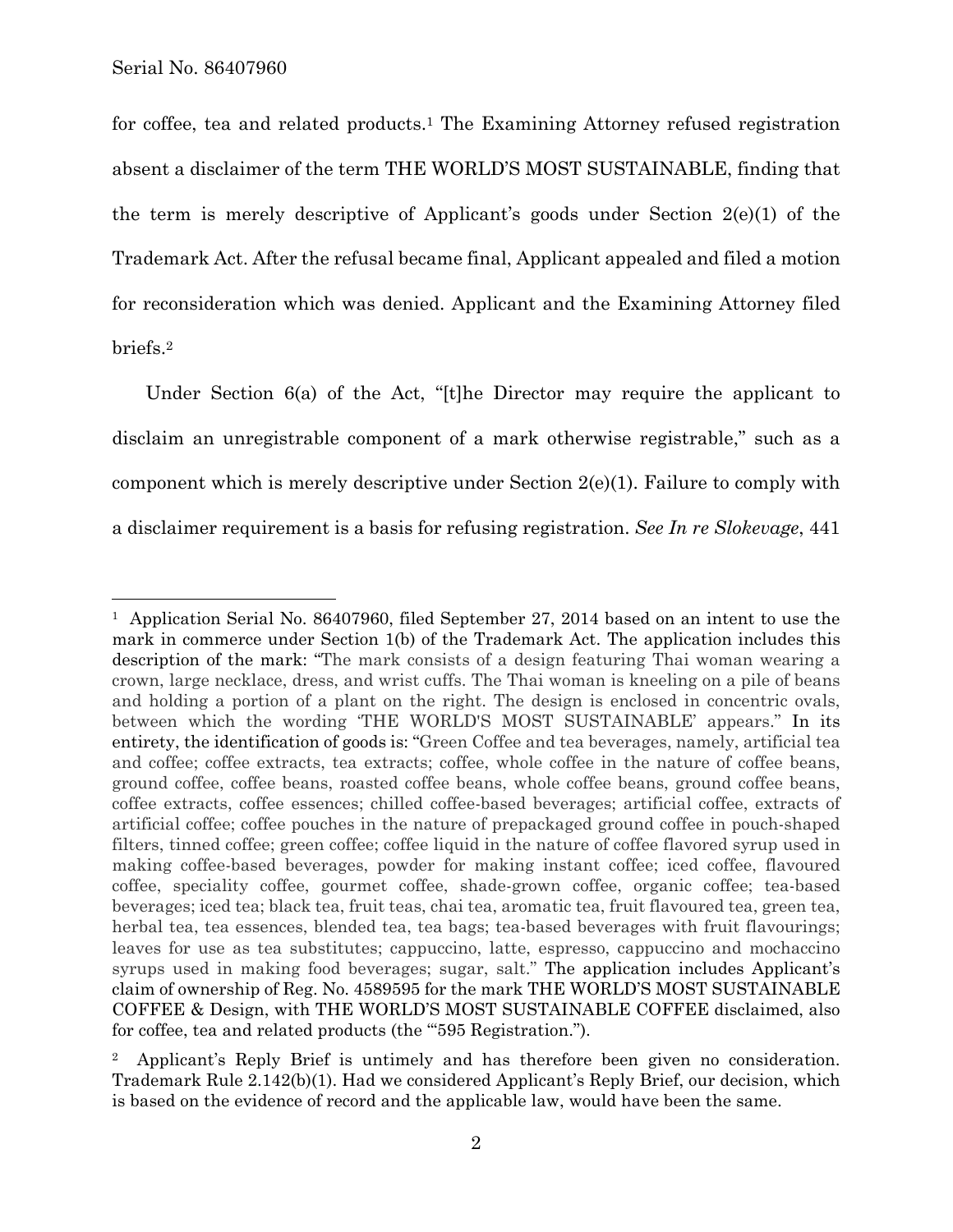for coffee, tea and related products.[1] The Examining Attorney refused registration absent a disclaimer of the term THE WORLD'S MOST SUSTAINABLE, finding that the term is merely descriptive of Applicant's goods under Section 2(e)(1) of the Trademark Act. After the refusal became final, Applicant appealed and filed a motion for reconsideration which was denied. Applicant and the Examining Attorney filed briefs.[2]

Under Section 6(a) of the Act, "[t]he Director may require the applicant to disclaim an unregistrable component of a mark otherwise registrable," such as a component which is merely descriptive under Section 2(e)(1). Failure to comply with a disclaimer requirement is a basis for refusing registration. *See In re Slokevage*, 441

---

[1] Application Serial No. 86407960, filed September 27, 2014 based on an intent to use the mark in commerce under Section 1(b) of the Trademark Act. The application includes this description of the mark: "The mark consists of a design featuring Thai woman wearing a crown, large necklace, dress, and wrist cuffs. The Thai woman is kneeling on a pile of beans and holding a portion of a plant on the right. The design is enclosed in concentric ovals, between which the wording 'THE WORLD'S MOST SUSTAINABLE' appears." In its entirety, the identification of goods is: "Green Coffee and tea beverages, namely, artificial tea and coffee; coffee extracts, tea extracts; coffee, whole coffee in the nature of coffee beans, ground coffee, coffee beans, roasted coffee beans, whole coffee beans, ground coffee beans, coffee extracts, coffee essences; chilled coffee-based beverages; artificial coffee, extracts of artificial coffee; coffee pouches in the nature of prepackaged ground coffee in pouch-shaped filters, tinned coffee; green coffee; coffee liquid in the nature of coffee flavored syrup used in making coffee-based beverages, powder for making instant coffee; iced coffee, flavoured coffee, speciality coffee, gourmet coffee, shade-grown coffee, organic coffee; tea-based beverages; iced tea; black tea, fruit teas, chai tea, aromatic tea, fruit flavoured tea, green tea, herbal tea, tea essences, blended tea, tea bags; tea-based beverages with fruit flavourings; leaves for use as tea substitutes; cappuccino, latte, espresso, cappuccino and mochaccino syrups used in making food beverages; sugar, salt." The application includes Applicant's claim of ownership of Reg. No. 4589595 for the mark THE WORLD'S MOST SUSTAINABLE COFFEE & Design, with THE WORLD'S MOST SUSTAINABLE COFFEE disclaimed, also for coffee, tea and related products (the "'595 Registration.").

[2] Applicant's Reply Brief is untimely and has therefore been given no consideration. Trademark Rule 2.142(b)(1). Had we considered Applicant's Reply Brief, our decision, which is based on the evidence of record and the applicable law, would have been the same.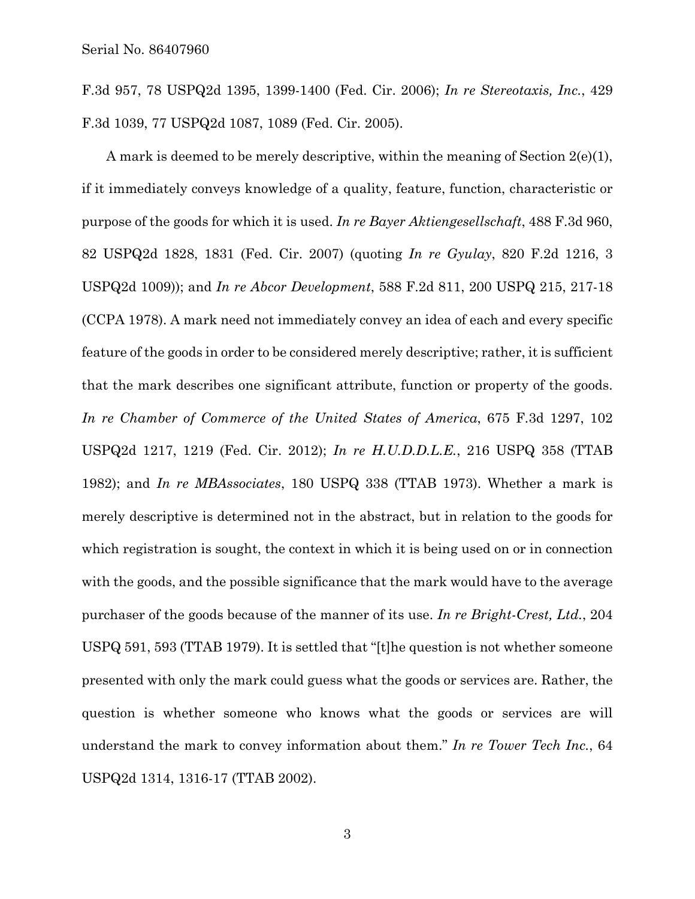F.3d 957, 78 USPQ2d 1395, 1399-1400 (Fed. Cir. 2006); *In re Stereotaxis, Inc.*, 429 F.3d 1039, 77 USPQ2d 1087, 1089 (Fed. Cir. 2005).

A mark is deemed to be merely descriptive, within the meaning of Section 2(e)(1), if it immediately conveys knowledge of a quality, feature, function, characteristic or purpose of the goods for which it is used. *In re Bayer Aktiengesellschaft*, 488 F.3d 960, 82 USPQ2d 1828, 1831 (Fed. Cir. 2007) (quoting *In re Gyulay*, 820 F.2d 1216, 3 USPQ2d 1009)); and *In re Abcor Development*, 588 F.2d 811, 200 USPQ 215, 217-18 (CCPA 1978). A mark need not immediately convey an idea of each and every specific feature of the goods in order to be considered merely descriptive; rather, it is sufficient that the mark describes one significant attribute, function or property of the goods. *In re Chamber of Commerce of the United States of America*, 675 F.3d 1297, 102 USPQ2d 1217, 1219 (Fed. Cir. 2012); *In re H.U.D.D.L.E.*, 216 USPQ 358 (TTAB 1982); and *In re MBAssociates*, 180 USPQ 338 (TTAB 1973). Whether a mark is merely descriptive is determined not in the abstract, but in relation to the goods for which registration is sought, the context in which it is being used on or in connection with the goods, and the possible significance that the mark would have to the average purchaser of the goods because of the manner of its use. *In re Bright-Crest, Ltd.*, 204 USPQ 591, 593 (TTAB 1979). It is settled that "[t]he question is not whether someone presented with only the mark could guess what the goods or services are. Rather, the question is whether someone who knows what the goods or services are will understand the mark to convey information about them." *In re Tower Tech Inc.*, 64 USPQ2d 1314, 1316-17 (TTAB 2002).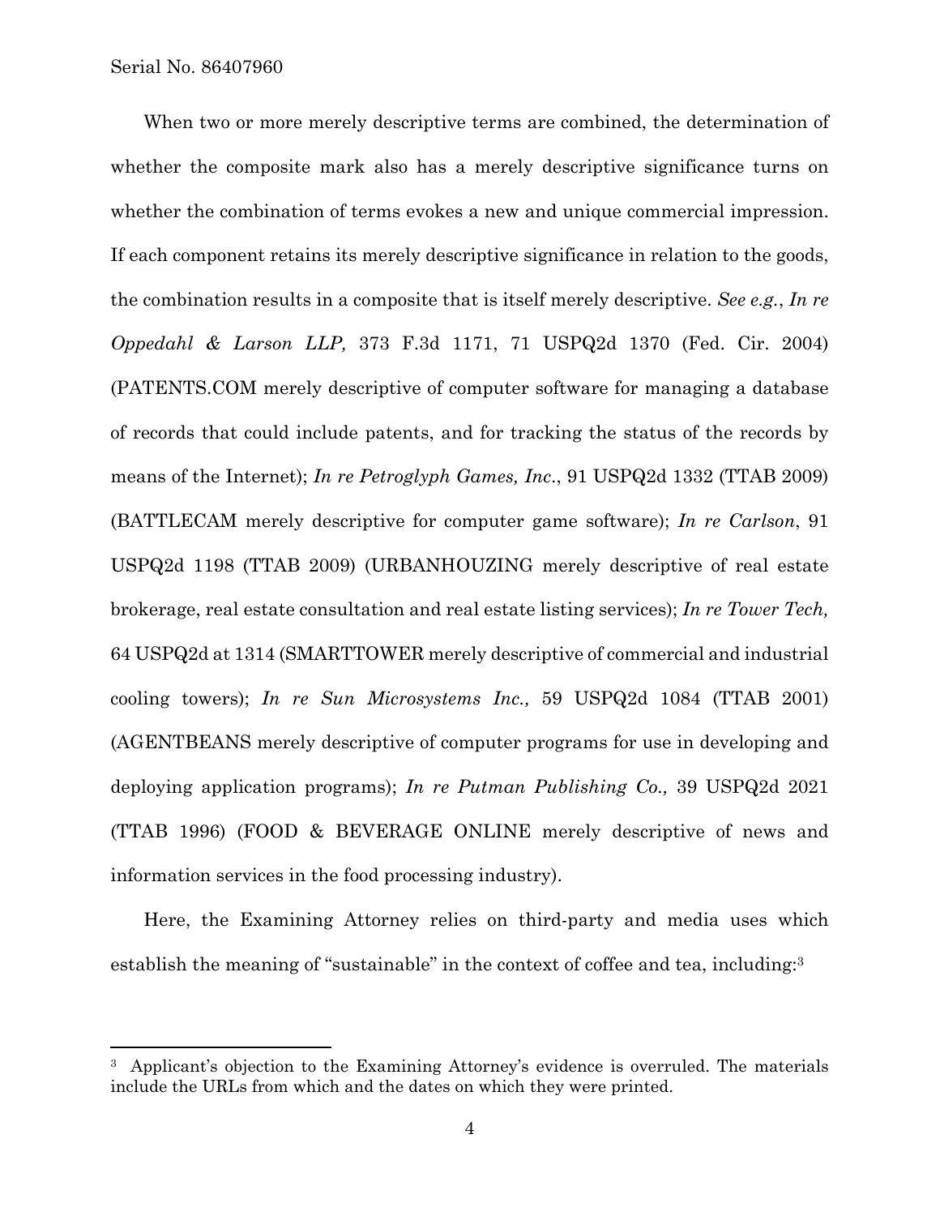When two or more merely descriptive terms are combined, the determination of whether the composite mark also has a merely descriptive significance turns on whether the combination of terms evokes a new and unique commercial impression. If each component retains its merely descriptive significance in relation to the goods, the combination results in a composite that is itself merely descriptive. *See e.g.*, *In re Oppedahl & Larson LLP,* 373 F.3d 1171, 71 USPQ2d 1370 (Fed. Cir. 2004) (PATENTS.COM merely descriptive of computer software for managing a database of records that could include patents, and for tracking the status of the records by means of the Internet); *In re Petroglyph Games, Inc*., 91 USPQ2d 1332 (TTAB 2009) (BATTLECAM merely descriptive for computer game software); *In re Carlson*, 91 USPQ2d 1198 (TTAB 2009) (URBANHOUZING merely descriptive of real estate brokerage, real estate consultation and real estate listing services); *In re Tower Tech,* 64 USPQ2d at 1314 (SMARTTOWER merely descriptive of commercial and industrial cooling towers); *In re Sun Microsystems Inc.,* 59 USPQ2d 1084 (TTAB 2001) (AGENTBEANS merely descriptive of computer programs for use in developing and deploying application programs); *In re Putman Publishing Co.,* 39 USPQ2d 2021 (TTAB 1996) (FOOD & BEVERAGE ONLINE merely descriptive of news and information services in the food processing industry).

Here, the Examining Attorney relies on third-party and media uses which establish the meaning of "sustainable" in the context of coffee and tea, including:[3]

---

[3] Applicant's objection to the Examining Attorney's evidence is overruled. The materials include the URLs from which and the dates on which they were printed.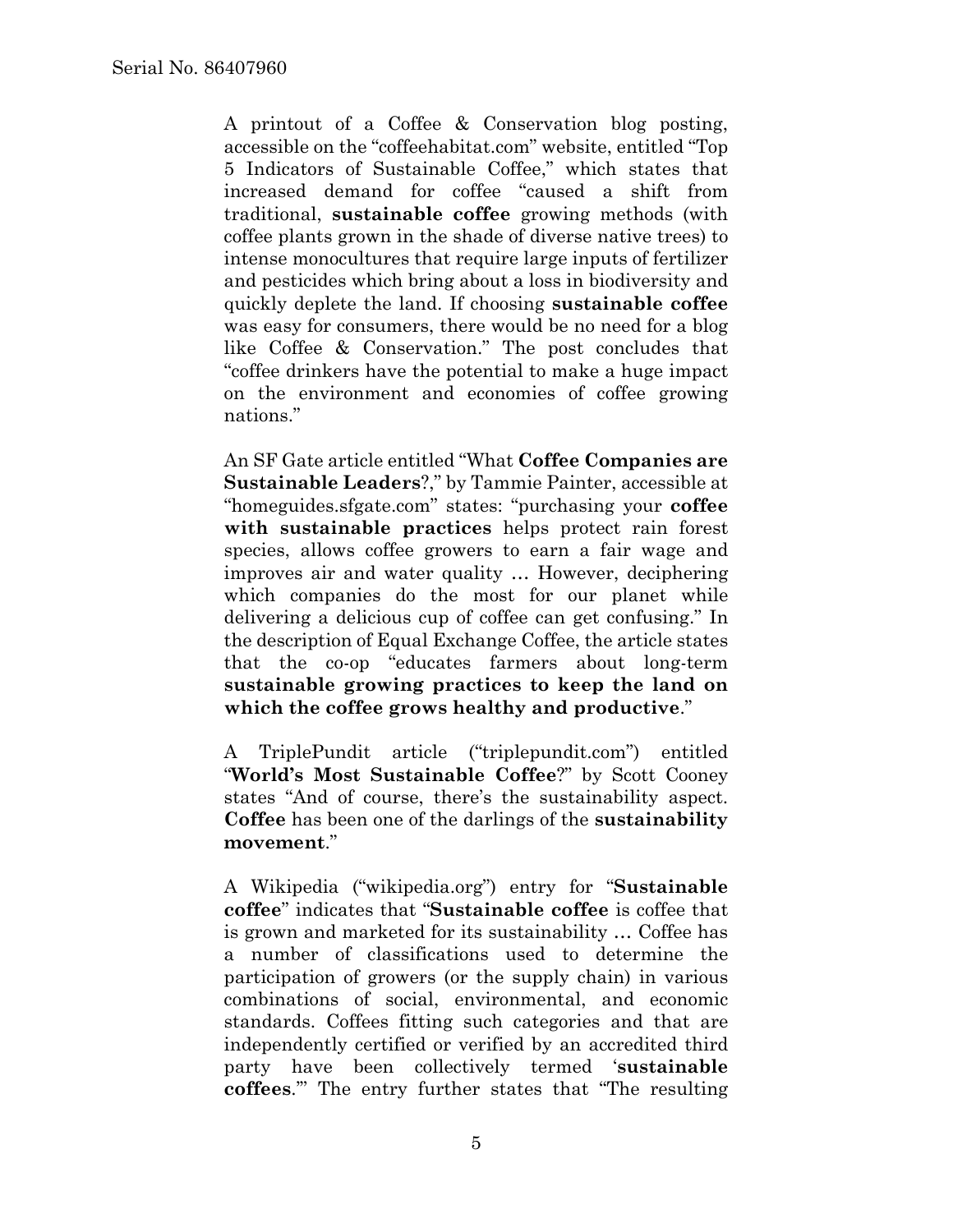A printout of a Coffee & Conservation blog posting, accessible on the "coffeehabitat.com" website, entitled "Top 5 Indicators of Sustainable Coffee," which states that increased demand for coffee "caused a shift from traditional, **sustainable coffee** growing methods (with coffee plants grown in the shade of diverse native trees) to intense monocultures that require large inputs of fertilizer and pesticides which bring about a loss in biodiversity and quickly deplete the land. If choosing **sustainable coffee** was easy for consumers, there would be no need for a blog like Coffee & Conservation." The post concludes that "coffee drinkers have the potential to make a huge impact on the environment and economies of coffee growing nations."

An SF Gate article entitled "What **Coffee Companies are Sustainable Leaders**?," by Tammie Painter, accessible at "homeguides.sfgate.com" states: "purchasing your **coffee with sustainable practices** helps protect rain forest species, allows coffee growers to earn a fair wage and improves air and water quality … However, deciphering which companies do the most for our planet while delivering a delicious cup of coffee can get confusing." In the description of Equal Exchange Coffee, the article states that the co-op "educates farmers about long-term **sustainable growing practices to keep the land on which the coffee grows healthy and productive**."

A TriplePundit article ("triplepundit.com") entitled "**World's Most Sustainable Coffee**?" by Scott Cooney states "And of course, there's the sustainability aspect. **Coffee** has been one of the darlings of the **sustainability movement**."

A Wikipedia ("wikipedia.org") entry for "**Sustainable coffee**" indicates that "**Sustainable coffee** is coffee that is grown and marketed for its sustainability … Coffee has a number of classifications used to determine the participation of growers (or the supply chain) in various combinations of social, environmental, and economic standards. Coffees fitting such categories and that are independently certified or verified by an accredited third party have been collectively termed '**sustainable coffees**.'" The entry further states that "The resulting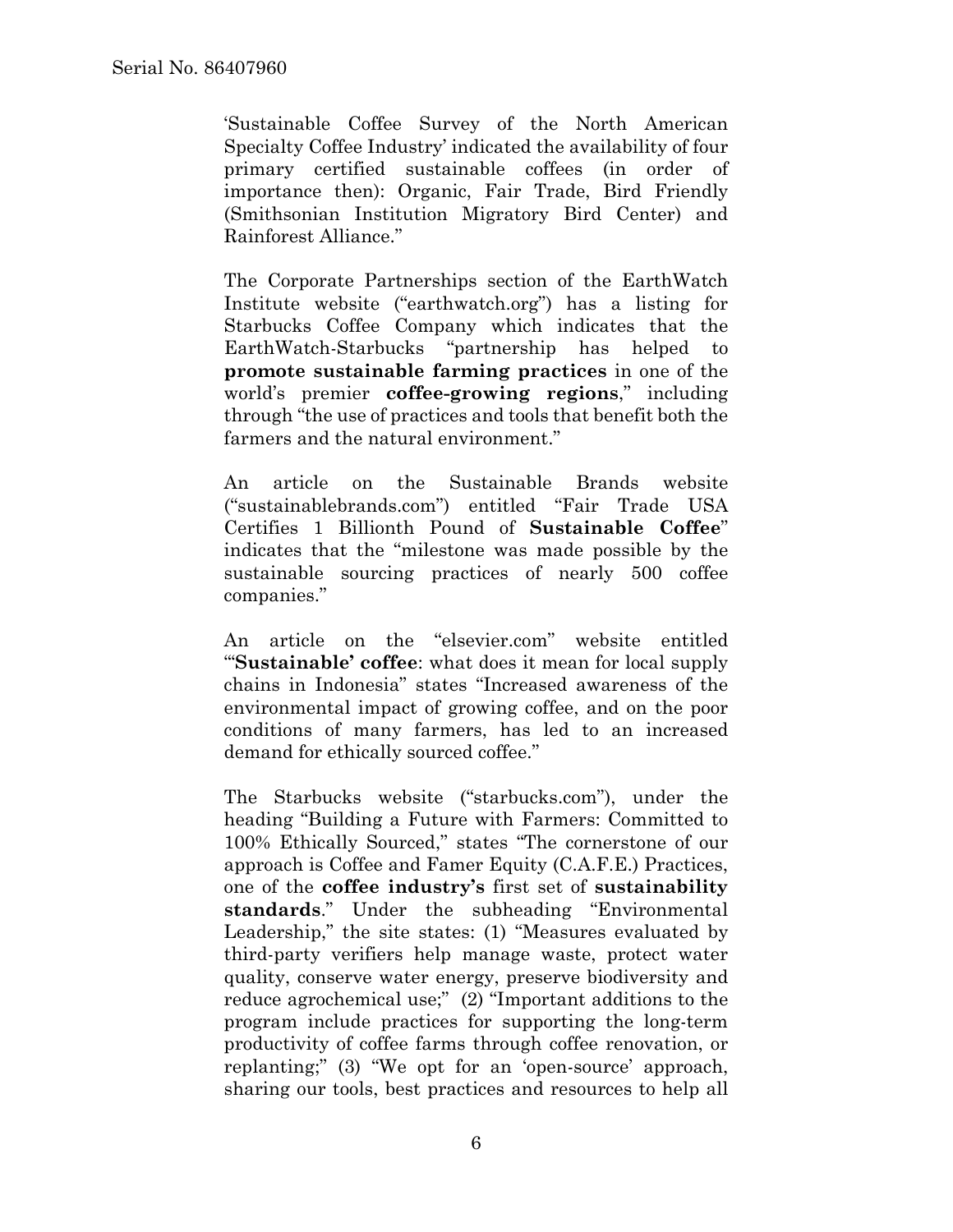'Sustainable Coffee Survey of the North American Specialty Coffee Industry' indicated the availability of four primary certified sustainable coffees (in order of importance then): Organic, Fair Trade, Bird Friendly (Smithsonian Institution Migratory Bird Center) and Rainforest Alliance."

The Corporate Partnerships section of the EarthWatch Institute website ("earthwatch.org") has a listing for Starbucks Coffee Company which indicates that the EarthWatch-Starbucks "partnership has helped to **promote sustainable farming practices** in one of the world's premier **coffee-growing regions**," including through "the use of practices and tools that benefit both the farmers and the natural environment."

An article on the Sustainable Brands website ("sustainablebrands.com") entitled "Fair Trade USA Certifies 1 Billionth Pound of **Sustainable Coffee**" indicates that the "milestone was made possible by the sustainable sourcing practices of nearly 500 coffee companies."

An article on the "elsevier.com" website entitled "'**Sustainable' coffee**: what does it mean for local supply chains in Indonesia" states "Increased awareness of the environmental impact of growing coffee, and on the poor conditions of many farmers, has led to an increased demand for ethically sourced coffee."

The Starbucks website ("starbucks.com"), under the heading "Building a Future with Farmers: Committed to 100% Ethically Sourced," states "The cornerstone of our approach is Coffee and Famer Equity (C.A.F.E.) Practices, one of the **coffee industry's** first set of **sustainability standards**." Under the subheading "Environmental Leadership," the site states: (1) "Measures evaluated by third-party verifiers help manage waste, protect water quality, conserve water energy, preserve biodiversity and reduce agrochemical use;" (2) "Important additions to the program include practices for supporting the long-term productivity of coffee farms through coffee renovation, or replanting;" (3) "We opt for an 'open-source' approach, sharing our tools, best practices and resources to help all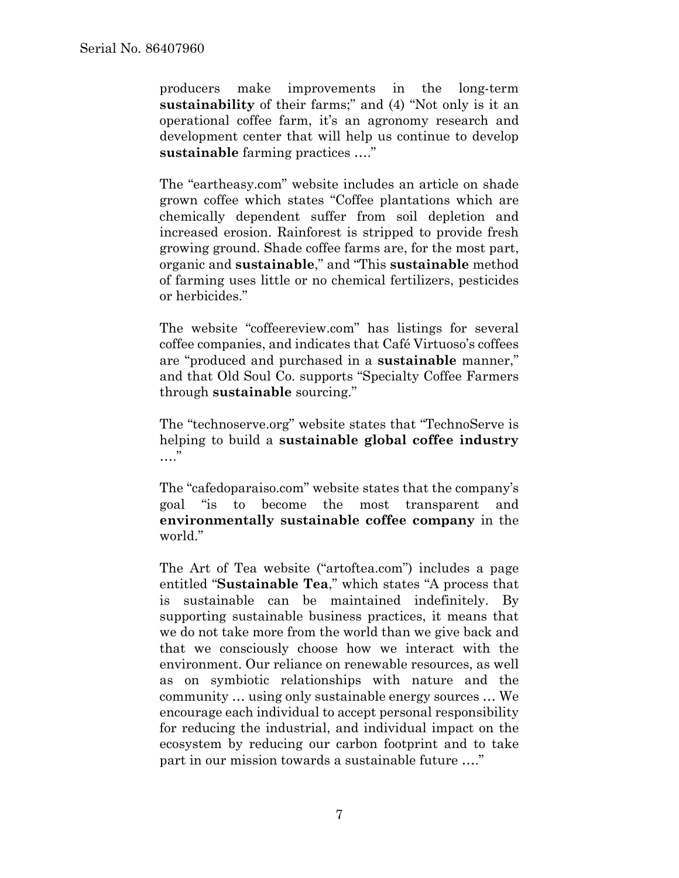producers make improvements in the long-term **sustainability** of their farms;" and (4) "Not only is it an operational coffee farm, it's an agronomy research and development center that will help us continue to develop **sustainable** farming practices …."

The "eartheasy.com" website includes an article on shade grown coffee which states "Coffee plantations which are chemically dependent suffer from soil depletion and increased erosion. Rainforest is stripped to provide fresh growing ground. Shade coffee farms are, for the most part, organic and **sustainable**," and "This **sustainable** method of farming uses little or no chemical fertilizers, pesticides or herbicides."

The website "coffeereview.com" has listings for several coffee companies, and indicates that Café Virtuoso's coffees are "produced and purchased in a **sustainable** manner," and that Old Soul Co. supports "Specialty Coffee Farmers through **sustainable** sourcing."

The "technoserve.org" website states that "TechnoServe is helping to build a **sustainable global coffee industry** …."

The "cafedoparaiso.com" website states that the company's goal "is to become the most transparent and **environmentally sustainable coffee company** in the world."

The Art of Tea website ("artoftea.com") includes a page entitled "**Sustainable Tea**," which states "A process that is sustainable can be maintained indefinitely. By supporting sustainable business practices, it means that we do not take more from the world than we give back and that we consciously choose how we interact with the environment. Our reliance on renewable resources, as well as on symbiotic relationships with nature and the community … using only sustainable energy sources … We encourage each individual to accept personal responsibility for reducing the industrial, and individual impact on the ecosystem by reducing our carbon footprint and to take part in our mission towards a sustainable future …."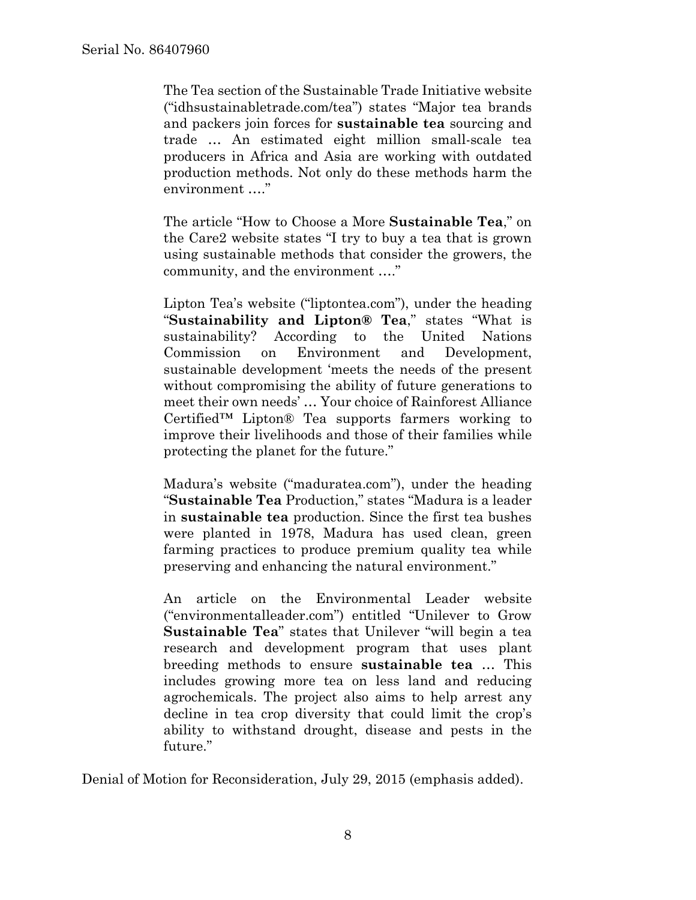> The Tea section of the Sustainable Trade Initiative website ("idhsustainabletrade.com/tea") states "Major tea brands and packers join forces for **sustainable tea** sourcing and trade … An estimated eight million small-scale tea producers in Africa and Asia are working with outdated production methods. Not only do these methods harm the environment …."
>
> The article "How to Choose a More **Sustainable Tea**," on the Care2 website states "I try to buy a tea that is grown using sustainable methods that consider the growers, the community, and the environment …."
>
> Lipton Tea's website ("liptontea.com"), under the heading "**Sustainability and Lipton® Tea**," states "What is sustainability? According to the United Nations Commission on Environment and Development, sustainable development 'meets the needs of the present without compromising the ability of future generations to meet their own needs' … Your choice of Rainforest Alliance Certified™ Lipton® Tea supports farmers working to improve their livelihoods and those of their families while protecting the planet for the future."
>
> Madura's website ("maduratea.com"), under the heading "**Sustainable Tea** Production," states "Madura is a leader in **sustainable tea** production. Since the first tea bushes were planted in 1978, Madura has used clean, green farming practices to produce premium quality tea while preserving and enhancing the natural environment."
>
> An article on the Environmental Leader website ("environmentalleader.com") entitled "Unilever to Grow **Sustainable Tea**" states that Unilever "will begin a tea research and development program that uses plant breeding methods to ensure **sustainable tea** … This includes growing more tea on less land and reducing agrochemicals. The project also aims to help arrest any decline in tea crop diversity that could limit the crop's ability to withstand drought, disease and pests in the future."

Denial of Motion for Reconsideration, July 29, 2015 (emphasis added).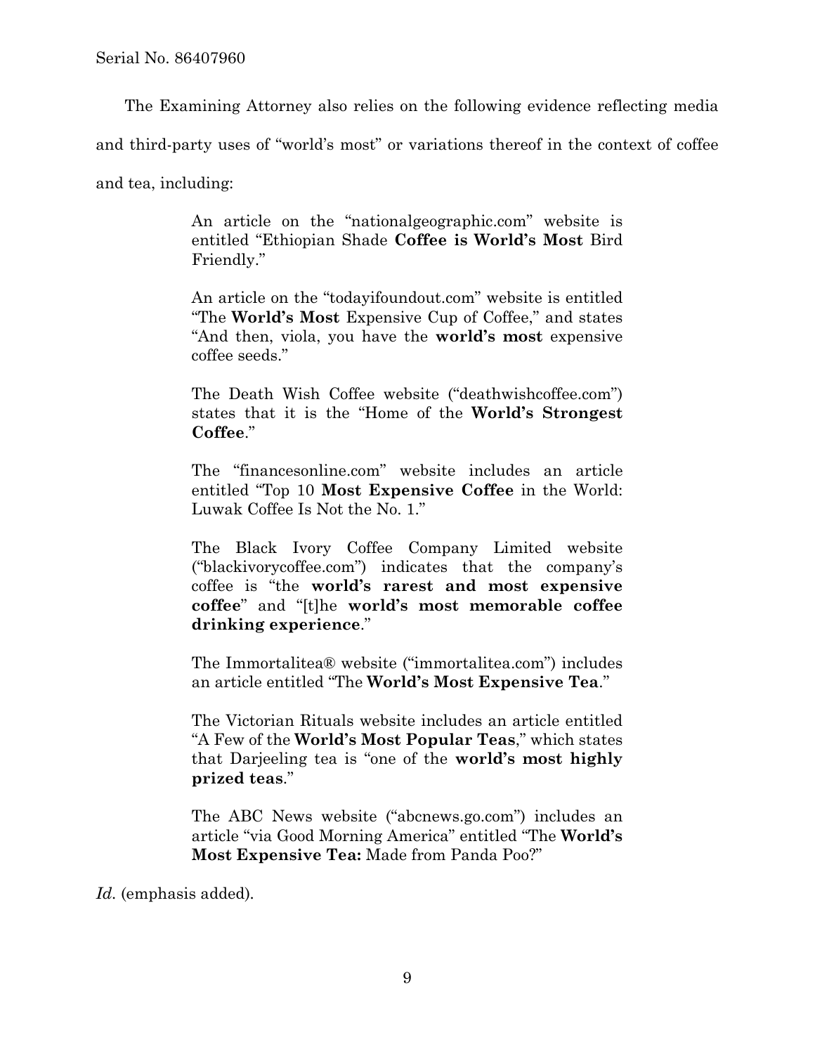The Examining Attorney also relies on the following evidence reflecting media and third-party uses of "world's most" or variations thereof in the context of coffee and tea, including:

> An article on the "nationalgeographic.com" website is entitled "Ethiopian Shade **Coffee is World's Most** Bird Friendly."
>
> An article on the "todayifoundout.com" website is entitled "The **World's Most** Expensive Cup of Coffee," and states "And then, viola, you have the **world's most** expensive coffee seeds."
>
> The Death Wish Coffee website ("deathwishcoffee.com") states that it is the "Home of the **World's Strongest Coffee**."
>
> The "financesonline.com" website includes an article entitled "Top 10 **Most Expensive Coffee** in the World: Luwak Coffee Is Not the No. 1."
>
> The Black Ivory Coffee Company Limited website ("blackivorycoffee.com") indicates that the company's coffee is "the **world's rarest and most expensive coffee**" and "[t]he **world's most memorable coffee drinking experience**."
>
> The Immortalitea® website ("immortalitea.com") includes an article entitled "The **World's Most Expensive Tea**."
>
> The Victorian Rituals website includes an article entitled "A Few of the **World's Most Popular Teas**," which states that Darjeeling tea is "one of the **world's most highly prized teas**."
>
> The ABC News website ("abcnews.go.com") includes an article "via Good Morning America" entitled "The **World's Most Expensive Tea:** Made from Panda Poo?"

*Id.* (emphasis added).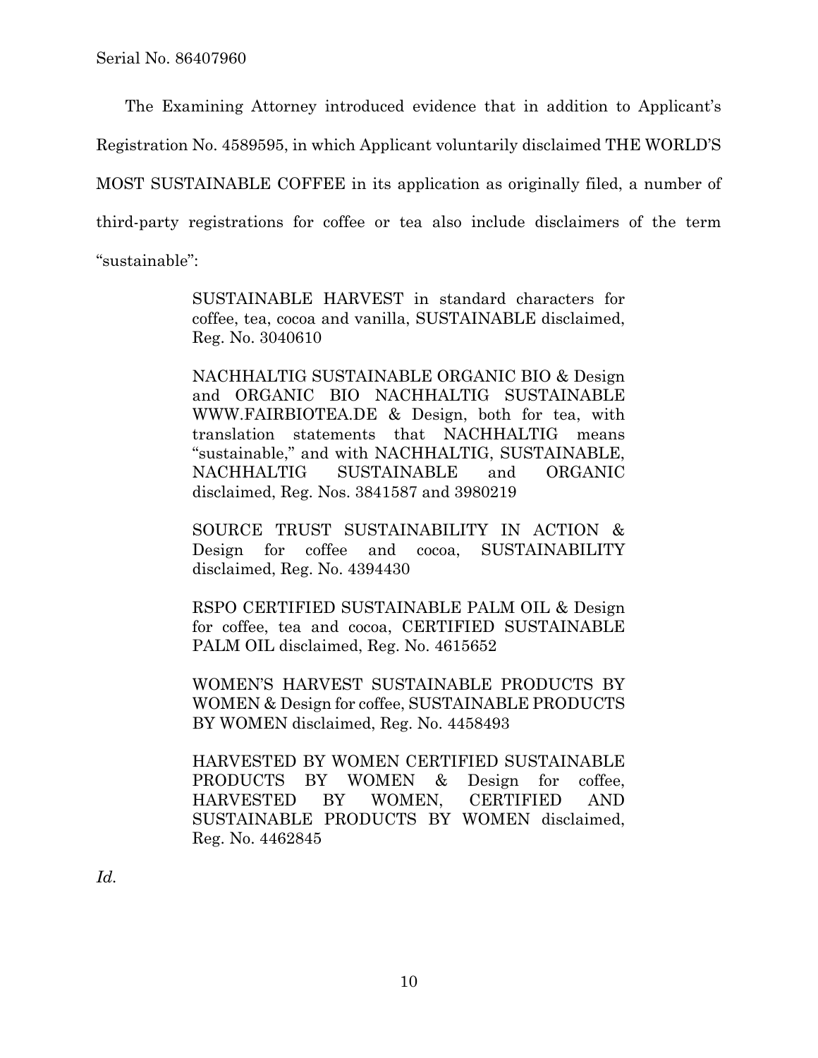The Examining Attorney introduced evidence that in addition to Applicant's Registration No. 4589595, in which Applicant voluntarily disclaimed THE WORLD'S MOST SUSTAINABLE COFFEE in its application as originally filed, a number of third-party registrations for coffee or tea also include disclaimers of the term "sustainable":

> SUSTAINABLE HARVEST in standard characters for coffee, tea, cocoa and vanilla, SUSTAINABLE disclaimed, Reg. No. 3040610
>
> NACHHALTIG SUSTAINABLE ORGANIC BIO & Design and ORGANIC BIO NACHHALTIG SUSTAINABLE WWW.FAIRBIOTEA.DE & Design, both for tea, with translation statements that NACHHALTIG means "sustainable," and with NACHHALTIG, SUSTAINABLE, NACHHALTIG SUSTAINABLE and ORGANIC disclaimed, Reg. Nos. 3841587 and 3980219
>
> SOURCE TRUST SUSTAINABILITY IN ACTION & Design for coffee and cocoa, SUSTAINABILITY disclaimed, Reg. No. 4394430
>
> RSPO CERTIFIED SUSTAINABLE PALM OIL & Design for coffee, tea and cocoa, CERTIFIED SUSTAINABLE PALM OIL disclaimed, Reg. No. 4615652
>
> WOMEN'S HARVEST SUSTAINABLE PRODUCTS BY WOMEN & Design for coffee, SUSTAINABLE PRODUCTS BY WOMEN disclaimed, Reg. No. 4458493
>
> HARVESTED BY WOMEN CERTIFIED SUSTAINABLE PRODUCTS BY WOMEN & Design for coffee, HARVESTED BY WOMEN, CERTIFIED AND SUSTAINABLE PRODUCTS BY WOMEN disclaimed, Reg. No. 4462845

*Id.*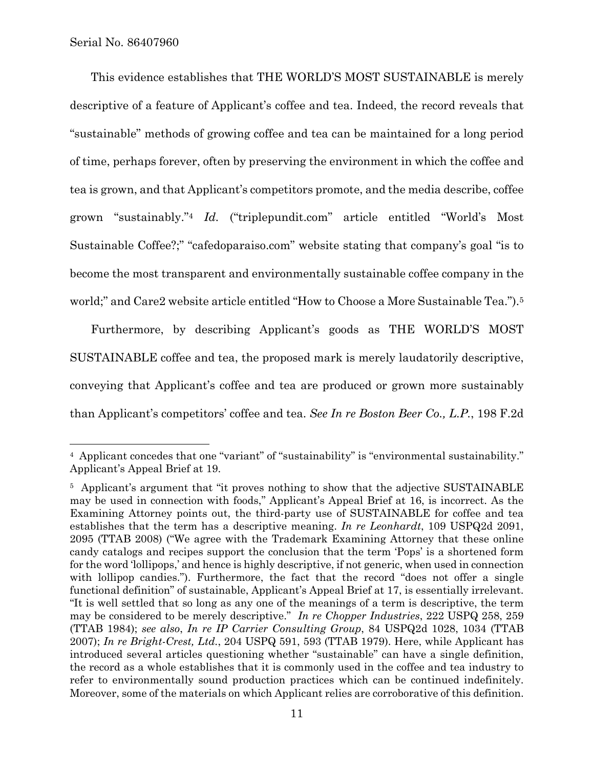This evidence establishes that THE WORLD'S MOST SUSTAINABLE is merely descriptive of a feature of Applicant's coffee and tea. Indeed, the record reveals that "sustainable" methods of growing coffee and tea can be maintained for a long period of time, perhaps forever, often by preserving the environment in which the coffee and tea is grown, and that Applicant's competitors promote, and the media describe, coffee grown "sustainably."[4] *Id.* ("triplepundit.com" article entitled "World's Most Sustainable Coffee?;" "cafedoparaiso.com" website stating that company's goal "is to become the most transparent and environmentally sustainable coffee company in the world;" and Care2 website article entitled "How to Choose a More Sustainable Tea.").[5]

Furthermore, by describing Applicant's goods as THE WORLD'S MOST SUSTAINABLE coffee and tea, the proposed mark is merely laudatorily descriptive, conveying that Applicant's coffee and tea are produced or grown more sustainably than Applicant's competitors' coffee and tea. *See In re Boston Beer Co., L.P.*, 198 F.2d

---

[4] Applicant concedes that one "variant" of "sustainability" is "environmental sustainability." Applicant's Appeal Brief at 19.

[5] Applicant's argument that "it proves nothing to show that the adjective SUSTAINABLE may be used in connection with foods," Applicant's Appeal Brief at 16, is incorrect. As the Examining Attorney points out, the third-party use of SUSTAINABLE for coffee and tea establishes that the term has a descriptive meaning. *In re Leonhardt*, 109 USPQ2d 2091, 2095 (TTAB 2008) ("We agree with the Trademark Examining Attorney that these online candy catalogs and recipes support the conclusion that the term 'Pops' is a shortened form for the word 'lollipops,' and hence is highly descriptive, if not generic, when used in connection with lollipop candies."). Furthermore, the fact that the record "does not offer a single functional definition" of sustainable, Applicant's Appeal Brief at 17, is essentially irrelevant. "It is well settled that so long as any one of the meanings of a term is descriptive, the term may be considered to be merely descriptive." *In re Chopper Industries*, 222 USPQ 258, 259 (TTAB 1984); *see also*, *In re IP Carrier Consulting Group*, 84 USPQ2d 1028, 1034 (TTAB 2007); *In re Bright-Crest, Ltd.*, 204 USPQ 591, 593 (TTAB 1979). Here, while Applicant has introduced several articles questioning whether "sustainable" can have a single definition, the record as a whole establishes that it is commonly used in the coffee and tea industry to refer to environmentally sound production practices which can be continued indefinitely. Moreover, some of the materials on which Applicant relies are corroborative of this definition.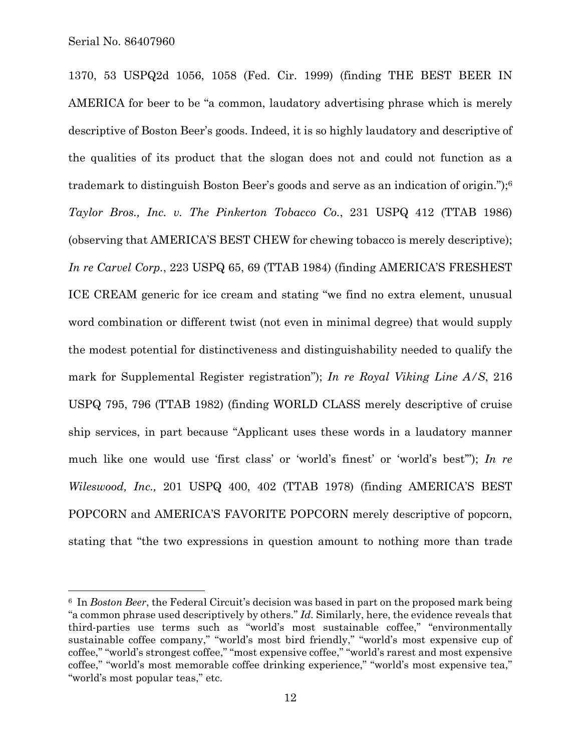1370, 53 USPQ2d 1056, 1058 (Fed. Cir. 1999) (finding THE BEST BEER IN AMERICA for beer to be "a common, laudatory advertising phrase which is merely descriptive of Boston Beer's goods. Indeed, it is so highly laudatory and descriptive of the qualities of its product that the slogan does not and could not function as a trademark to distinguish Boston Beer's goods and serve as an indication of origin.");[6] *Taylor Bros., Inc. v. The Pinkerton Tobacco Co.*, 231 USPQ 412 (TTAB 1986) (observing that AMERICA'S BEST CHEW for chewing tobacco is merely descriptive); *In re Carvel Corp.*, 223 USPQ 65, 69 (TTAB 1984) (finding AMERICA'S FRESHEST ICE CREAM generic for ice cream and stating "we find no extra element, unusual word combination or different twist (not even in minimal degree) that would supply the modest potential for distinctiveness and distinguishability needed to qualify the mark for Supplemental Register registration"); *In re Royal Viking Line A/S*, 216 USPQ 795, 796 (TTAB 1982) (finding WORLD CLASS merely descriptive of cruise ship services, in part because "Applicant uses these words in a laudatory manner much like one would use 'first class' or 'world's finest' or 'world's best'"); *In re Wileswood, Inc.,* 201 USPQ 400, 402 (TTAB 1978) (finding AMERICA'S BEST POPCORN and AMERICA'S FAVORITE POPCORN merely descriptive of popcorn, stating that "the two expressions in question amount to nothing more than trade

---

[6] In *Boston Beer*, the Federal Circuit's decision was based in part on the proposed mark being "a common phrase used descriptively by others." *Id.* Similarly, here, the evidence reveals that third-parties use terms such as "world's most sustainable coffee," "environmentally sustainable coffee company," "world's most bird friendly," "world's most expensive cup of coffee," "world's strongest coffee," "most expensive coffee," "world's rarest and most expensive coffee," "world's most memorable coffee drinking experience," "world's most expensive tea," "world's most popular teas," etc.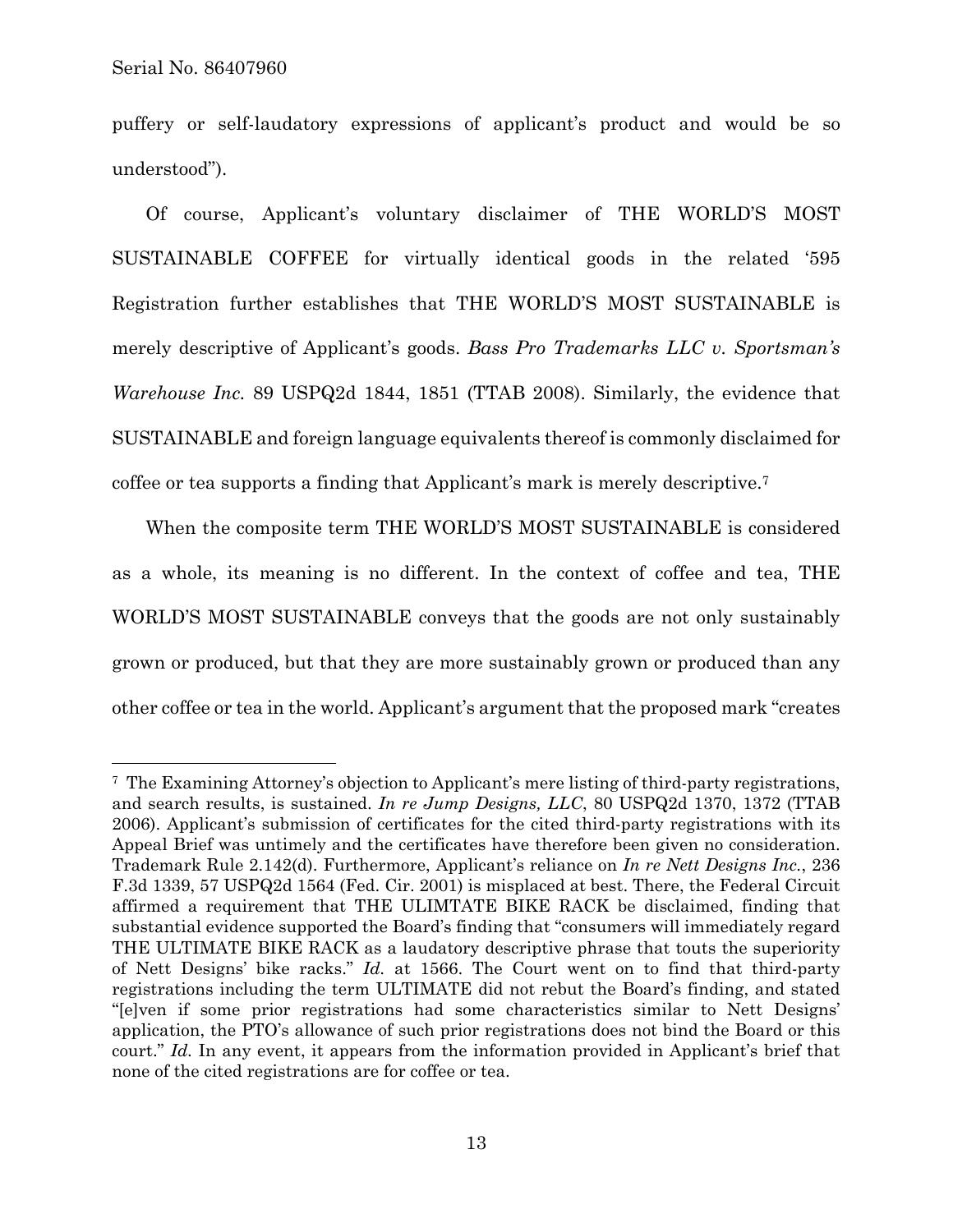puffery or self-laudatory expressions of applicant's product and would be so understood").

Of course, Applicant's voluntary disclaimer of THE WORLD'S MOST SUSTAINABLE COFFEE for virtually identical goods in the related '595 Registration further establishes that THE WORLD'S MOST SUSTAINABLE is merely descriptive of Applicant's goods. *Bass Pro Trademarks LLC v. Sportsman's Warehouse Inc.* 89 USPQ2d 1844, 1851 (TTAB 2008). Similarly, the evidence that SUSTAINABLE and foreign language equivalents thereof is commonly disclaimed for coffee or tea supports a finding that Applicant's mark is merely descriptive.[7]

When the composite term THE WORLD'S MOST SUSTAINABLE is considered as a whole, its meaning is no different. In the context of coffee and tea, THE WORLD'S MOST SUSTAINABLE conveys that the goods are not only sustainably grown or produced, but that they are more sustainably grown or produced than any other coffee or tea in the world. Applicant's argument that the proposed mark "creates

---

[7] The Examining Attorney's objection to Applicant's mere listing of third-party registrations, and search results, is sustained. *In re Jump Designs, LLC*, 80 USPQ2d 1370, 1372 (TTAB 2006). Applicant's submission of certificates for the cited third-party registrations with its Appeal Brief was untimely and the certificates have therefore been given no consideration. Trademark Rule 2.142(d). Furthermore, Applicant's reliance on *In re Nett Designs Inc.*, 236 F.3d 1339, 57 USPQ2d 1564 (Fed. Cir. 2001) is misplaced at best. There, the Federal Circuit affirmed a requirement that THE ULIMTATE BIKE RACK be disclaimed, finding that substantial evidence supported the Board's finding that "consumers will immediately regard THE ULTIMATE BIKE RACK as a laudatory descriptive phrase that touts the superiority of Nett Designs' bike racks." *Id.* at 1566. The Court went on to find that third-party registrations including the term ULTIMATE did not rebut the Board's finding, and stated "[e]ven if some prior registrations had some characteristics similar to Nett Designs' application, the PTO's allowance of such prior registrations does not bind the Board or this court." *Id.* In any event, it appears from the information provided in Applicant's brief that none of the cited registrations are for coffee or tea.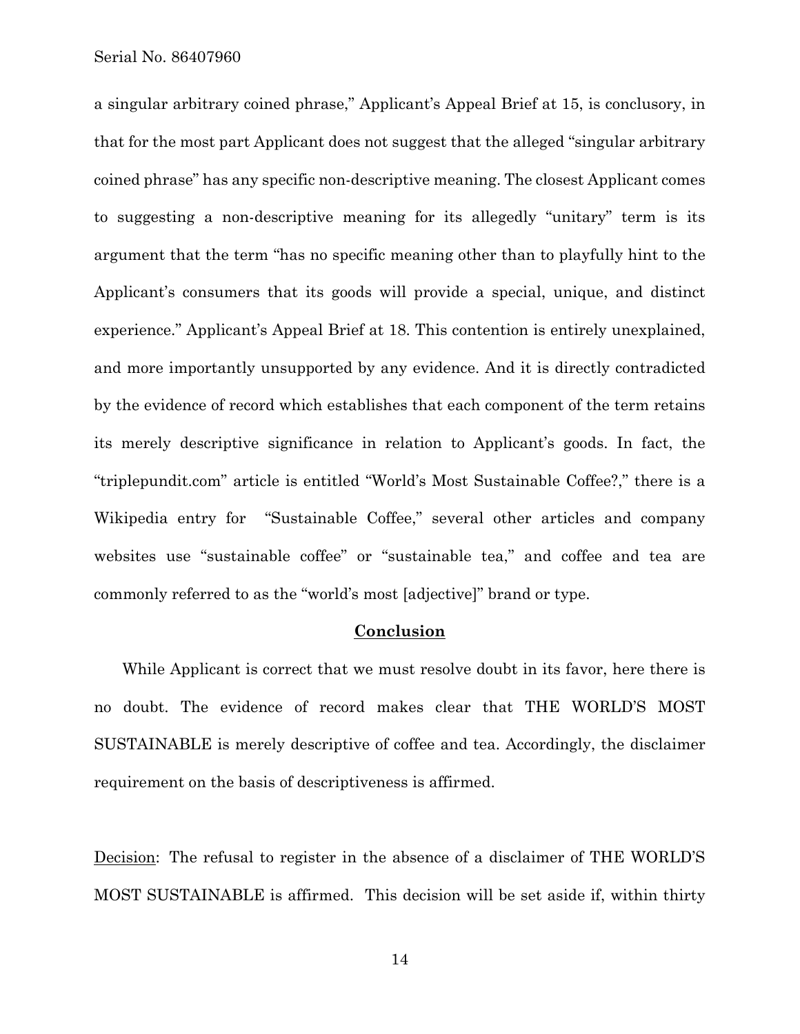a singular arbitrary coined phrase," Applicant's Appeal Brief at 15, is conclusory, in that for the most part Applicant does not suggest that the alleged "singular arbitrary coined phrase" has any specific non-descriptive meaning. The closest Applicant comes to suggesting a non-descriptive meaning for its allegedly "unitary" term is its argument that the term "has no specific meaning other than to playfully hint to the Applicant's consumers that its goods will provide a special, unique, and distinct experience." Applicant's Appeal Brief at 18. This contention is entirely unexplained, and more importantly unsupported by any evidence. And it is directly contradicted by the evidence of record which establishes that each component of the term retains its merely descriptive significance in relation to Applicant's goods. In fact, the "triplepundit.com" article is entitled "World's Most Sustainable Coffee?," there is a Wikipedia entry for "Sustainable Coffee," several other articles and company websites use "sustainable coffee" or "sustainable tea," and coffee and tea are commonly referred to as the "world's most [adjective]" brand or type.

## Conclusion

While Applicant is correct that we must resolve doubt in its favor, here there is no doubt. The evidence of record makes clear that THE WORLD'S MOST SUSTAINABLE is merely descriptive of coffee and tea. Accordingly, the disclaimer requirement on the basis of descriptiveness is affirmed.

Decision: The refusal to register in the absence of a disclaimer of THE WORLD'S MOST SUSTAINABLE is affirmed. This decision will be set aside if, within thirty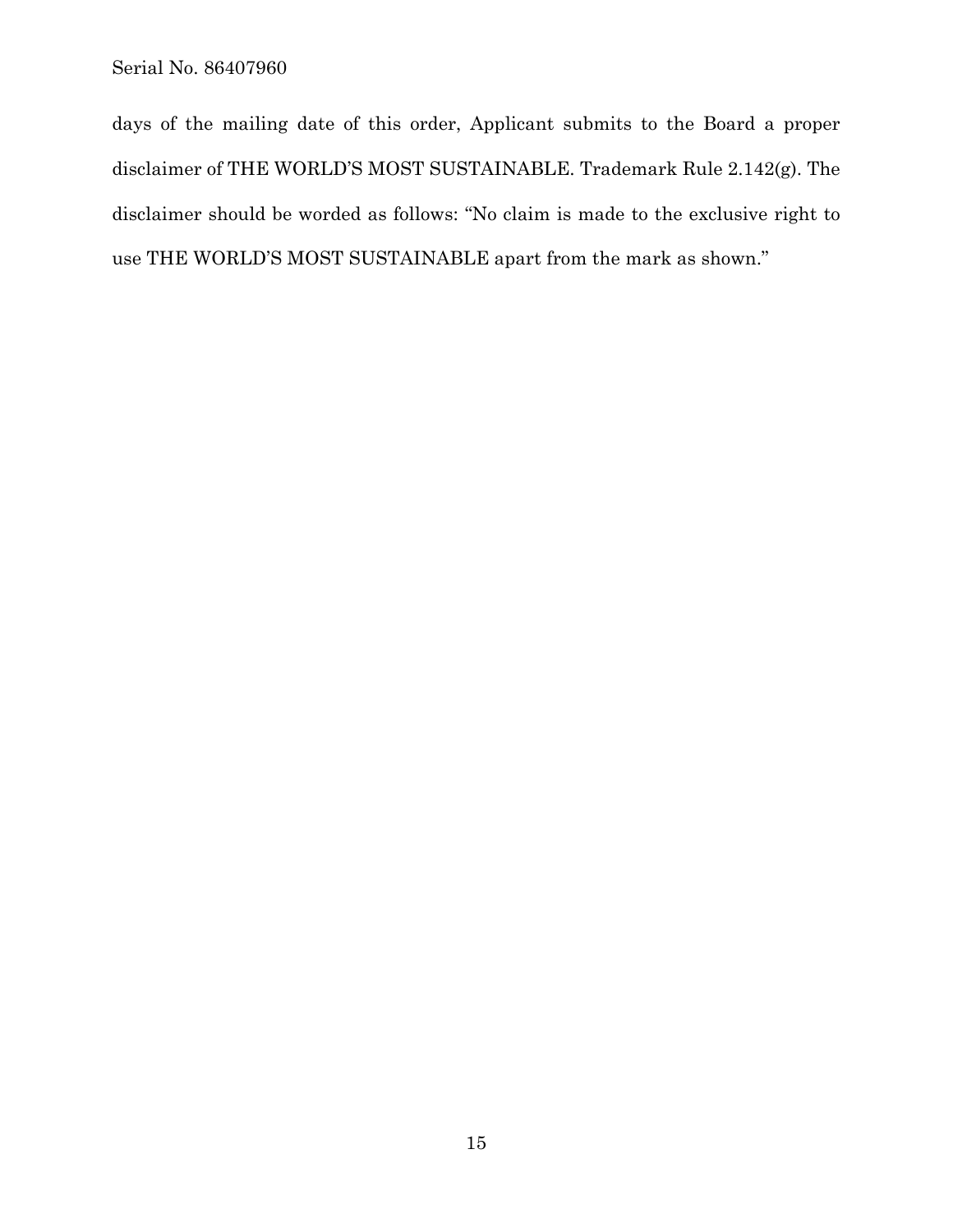days of the mailing date of this order, Applicant submits to the Board a proper disclaimer of THE WORLD'S MOST SUSTAINABLE. Trademark Rule 2.142(g). The disclaimer should be worded as follows: "No claim is made to the exclusive right to use THE WORLD'S MOST SUSTAINABLE apart from the mark as shown."